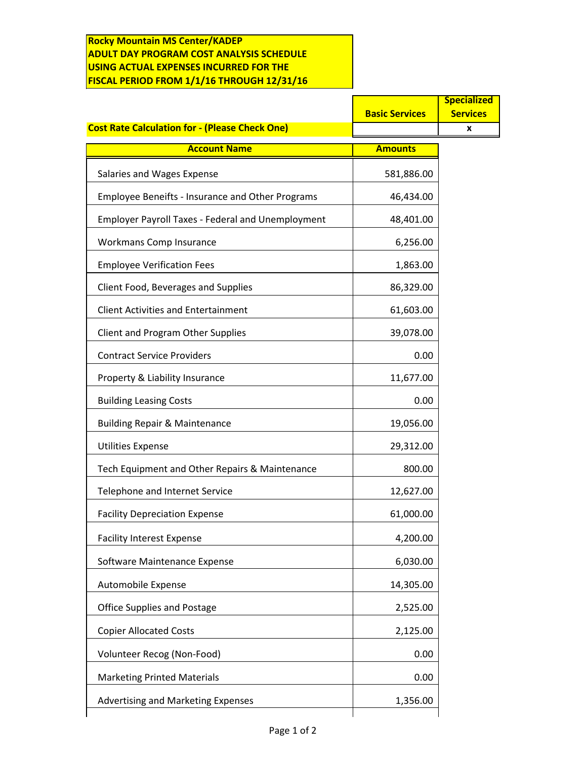**Rocky Mountain MS Center/KADEP**
**ADULT DAY PROGRAM COST ANALYSIS SCHEDULE**
**USING ACTUAL EXPENSES INCURRED FOR THE**
**FISCAL PERIOD FROM 1/1/16 THROUGH 12/31/16**

| | Basic Services | Specialized Services |
|---|---|---|
| **Cost Rate Calculation for - (Please Check One)** | | x |

| Account Name | Amounts |
|---|---|
| Salaries and Wages Expense | 581,886.00 |
| Employee Beneifts - Insurance and Other Programs | 46,434.00 |
| Employer Payroll Taxes - Federal and Unemployment | 48,401.00 |
| Workmans Comp Insurance | 6,256.00 |
| Employee Verification Fees | 1,863.00 |
| Client Food, Beverages and Supplies | 86,329.00 |
| Client Activities and Entertainment | 61,603.00 |
| Client and Program Other Supplies | 39,078.00 |
| Contract Service Providers | 0.00 |
| Property & Liability Insurance | 11,677.00 |
| Building Leasing Costs | 0.00 |
| Building Repair & Maintenance | 19,056.00 |
| Utilities Expense | 29,312.00 |
| Tech Equipment and Other Repairs & Maintenance | 800.00 |
| Telephone and Internet Service | 12,627.00 |
| Facility Depreciation Expense | 61,000.00 |
| Facility Interest Expense | 4,200.00 |
| Software Maintenance Expense | 6,030.00 |
| Automobile Expense | 14,305.00 |
| Office Supplies and Postage | 2,525.00 |
| Copier Allocated Costs | 2,125.00 |
| Volunteer Recog (Non-Food) | 0.00 |
| Marketing Printed Materials | 0.00 |
| Advertising and Marketing Expenses | 1,356.00 |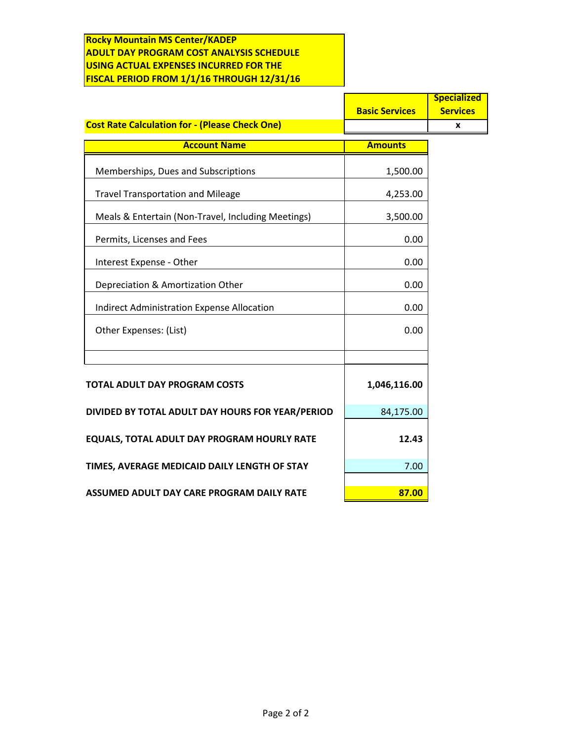**Rocky Mountain MS Center/KADEP**
**ADULT DAY PROGRAM COST ANALYSIS SCHEDULE**
**USING ACTUAL EXPENSES INCURRED FOR THE**
**FISCAL PERIOD FROM 1/1/16 THROUGH 12/31/16**

| | Basic Services | Specialized Services |
|---|---|---|
| **Cost Rate Calculation for - (Please Check One)** | | x |

| Account Name | Amounts |
|---|---|
| Memberships, Dues and Subscriptions | 1,500.00 |
| Travel Transportation and Mileage | 4,253.00 |
| Meals & Entertain (Non-Travel, Including Meetings) | 3,500.00 |
| Permits, Licenses and Fees | 0.00 |
| Interest Expense - Other | 0.00 |
| Depreciation & Amortization Other | 0.00 |
| Indirect Administration Expense Allocation | 0.00 |
| Other Expenses: (List) | 0.00 |
| | |
| **TOTAL ADULT DAY PROGRAM COSTS** | **1,046,116.00** |
| **DIVIDED BY TOTAL ADULT DAY HOURS FOR YEAR/PERIOD** | 84,175.00 |
| **EQUALS, TOTAL ADULT DAY PROGRAM HOURLY RATE** | **12.43** |
| **TIMES, AVERAGE MEDICAID DAILY LENGTH OF STAY** | 7.00 |
| **ASSUMED ADULT DAY CARE PROGRAM DAILY RATE** | **87.00** |